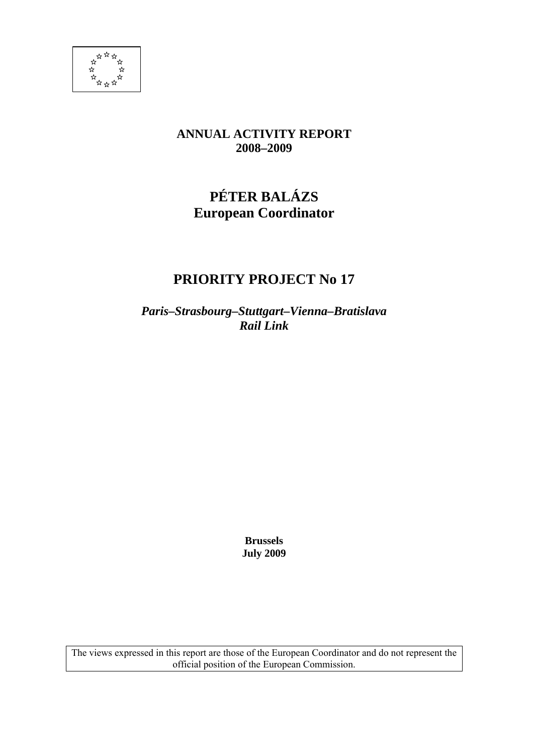**ANNUAL ACTIVITY REPORT**
**2008–2009**

# PÉTER BALÁZS
## European Coordinator

# PRIORITY PROJECT No 17

***Paris–Strasbourg–Stuttgart–Vienna–Bratislava***
***Rail Link***

**Brussels**
**July 2009**

The views expressed in this report are those of the European Coordinator and do not represent the official position of the European Commission.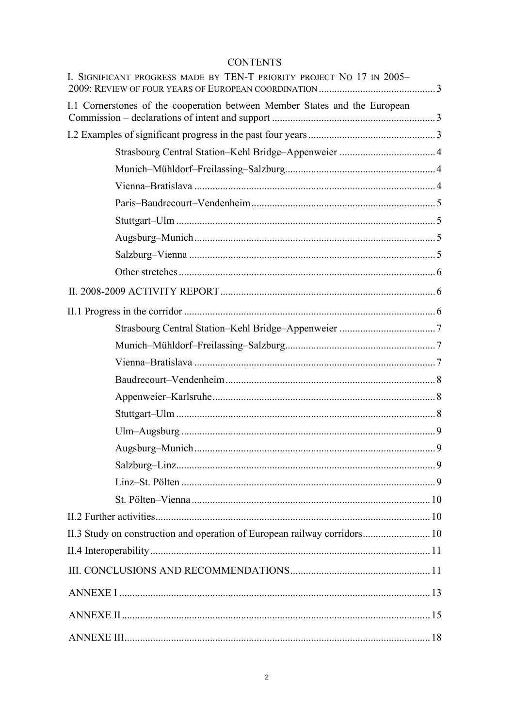# CONTENTS

I. SIGNIFICANT PROGRESS MADE BY TEN-T PRIORITY PROJECT NO 17 IN 2005–2009: REVIEW OF FOUR YEARS OF EUROPEAN COORDINATION ............ 3

I.1 Cornerstones of the cooperation between Member States and the European Commission – declarations of intent and support ............ 3

I.2 Examples of significant progress in the past four years ............ 3

- Strasbourg Central Station–Kehl Bridge–Appenweier ............ 4
- Munich–Mühldorf–Freilassing–Salzburg ............ 4
- Vienna–Bratislava ............ 4
- Paris–Baudrecourt–Vendenheim ............ 5
- Stuttgart–Ulm ............ 5
- Augsburg–Munich ............ 5
- Salzburg–Vienna ............ 5
- Other stretches ............ 6

II. 2008-2009 ACTIVITY REPORT ............ 6

II.1 Progress in the corridor ............ 6

- Strasbourg Central Station–Kehl Bridge–Appenweier ............ 7
- Munich–Mühldorf–Freilassing–Salzburg ............ 7
- Vienna–Bratislava ............ 7
- Baudrecourt–Vendenheim ............ 8
- Appenweier–Karlsruhe ............ 8
- Stuttgart–Ulm ............ 8
- Ulm–Augsburg ............ 9
- Augsburg–Munich ............ 9
- Salzburg–Linz ............ 9
- Linz–St. Pölten ............ 9
- St. Pölten–Vienna ............ 10

II.2 Further activities ............ 10

II.3 Study on construction and operation of European railway corridors ............ 10

II.4 Interoperability ............ 11

III. CONCLUSIONS AND RECOMMENDATIONS ............ 11

ANNEXE I ............ 13

ANNEXE II ............ 15

ANNEXE III ............ 18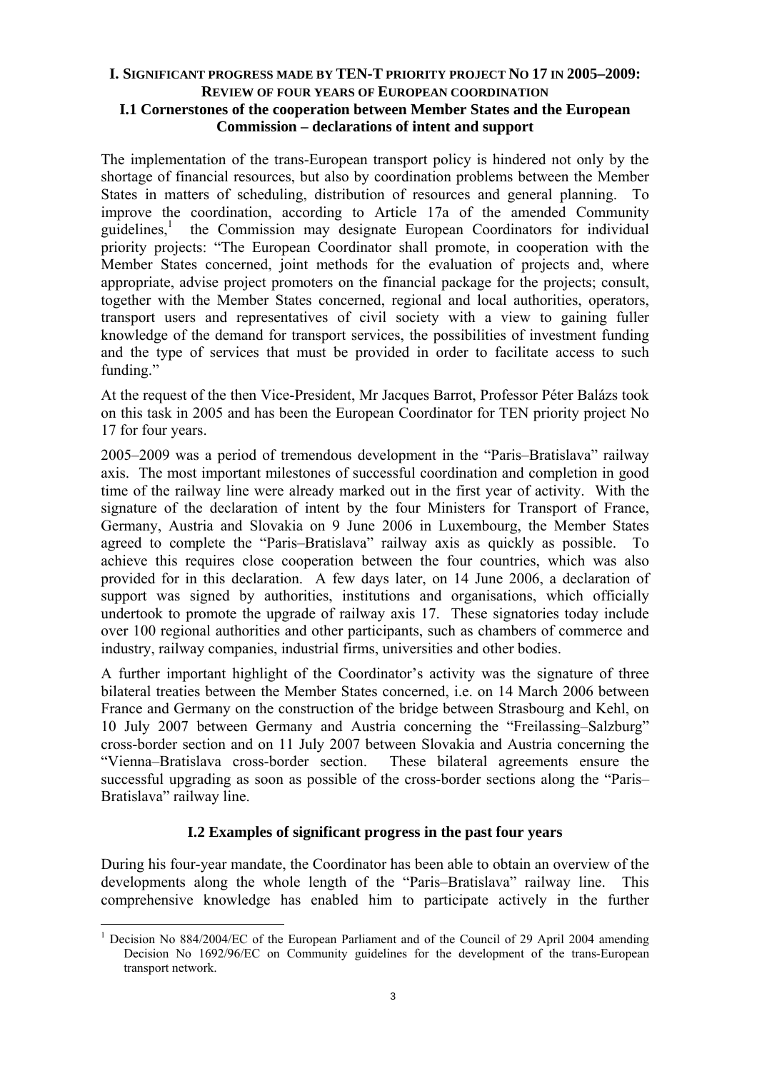## I. Significant progress made by TEN-T priority project No 17 in 2005–2009: Review of four years of European coordination

### I.1 Cornerstones of the cooperation between Member States and the European Commission – declarations of intent and support

The implementation of the trans-European transport policy is hindered not only by the shortage of financial resources, but also by coordination problems between the Member States in matters of scheduling, distribution of resources and general planning. To improve the coordination, according to Article 17a of the amended Community guidelines,[1] the Commission may designate European Coordinators for individual priority projects: "The European Coordinator shall promote, in cooperation with the Member States concerned, joint methods for the evaluation of projects and, where appropriate, advise project promoters on the financial package for the projects; consult, together with the Member States concerned, regional and local authorities, operators, transport users and representatives of civil society with a view to gaining fuller knowledge of the demand for transport services, the possibilities of investment funding and the type of services that must be provided in order to facilitate access to such funding."

At the request of the then Vice-President, Mr Jacques Barrot, Professor Péter Balázs took on this task in 2005 and has been the European Coordinator for TEN priority project No 17 for four years.

2005–2009 was a period of tremendous development in the "Paris–Bratislava" railway axis. The most important milestones of successful coordination and completion in good time of the railway line were already marked out in the first year of activity. With the signature of the declaration of intent by the four Ministers for Transport of France, Germany, Austria and Slovakia on 9 June 2006 in Luxembourg, the Member States agreed to complete the "Paris–Bratislava" railway axis as quickly as possible. To achieve this requires close cooperation between the four countries, which was also provided for in this declaration. A few days later, on 14 June 2006, a declaration of support was signed by authorities, institutions and organisations, which officially undertook to promote the upgrade of railway axis 17. These signatories today include over 100 regional authorities and other participants, such as chambers of commerce and industry, railway companies, industrial firms, universities and other bodies.

A further important highlight of the Coordinator's activity was the signature of three bilateral treaties between the Member States concerned, i.e. on 14 March 2006 between France and Germany on the construction of the bridge between Strasbourg and Kehl, on 10 July 2007 between Germany and Austria concerning the "Freilassing–Salzburg" cross-border section and on 11 July 2007 between Slovakia and Austria concerning the "Vienna–Bratislava cross-border section. These bilateral agreements ensure the successful upgrading as soon as possible of the cross-border sections along the "Paris–Bratislava" railway line.

### I.2 Examples of significant progress in the past four years

During his four-year mandate, the Coordinator has been able to obtain an overview of the developments along the whole length of the "Paris–Bratislava" railway line. This comprehensive knowledge has enabled him to participate actively in the further

---

[1] Decision No 884/2004/EC of the European Parliament and of the Council of 29 April 2004 amending Decision No 1692/96/EC on Community guidelines for the development of the trans-European transport network.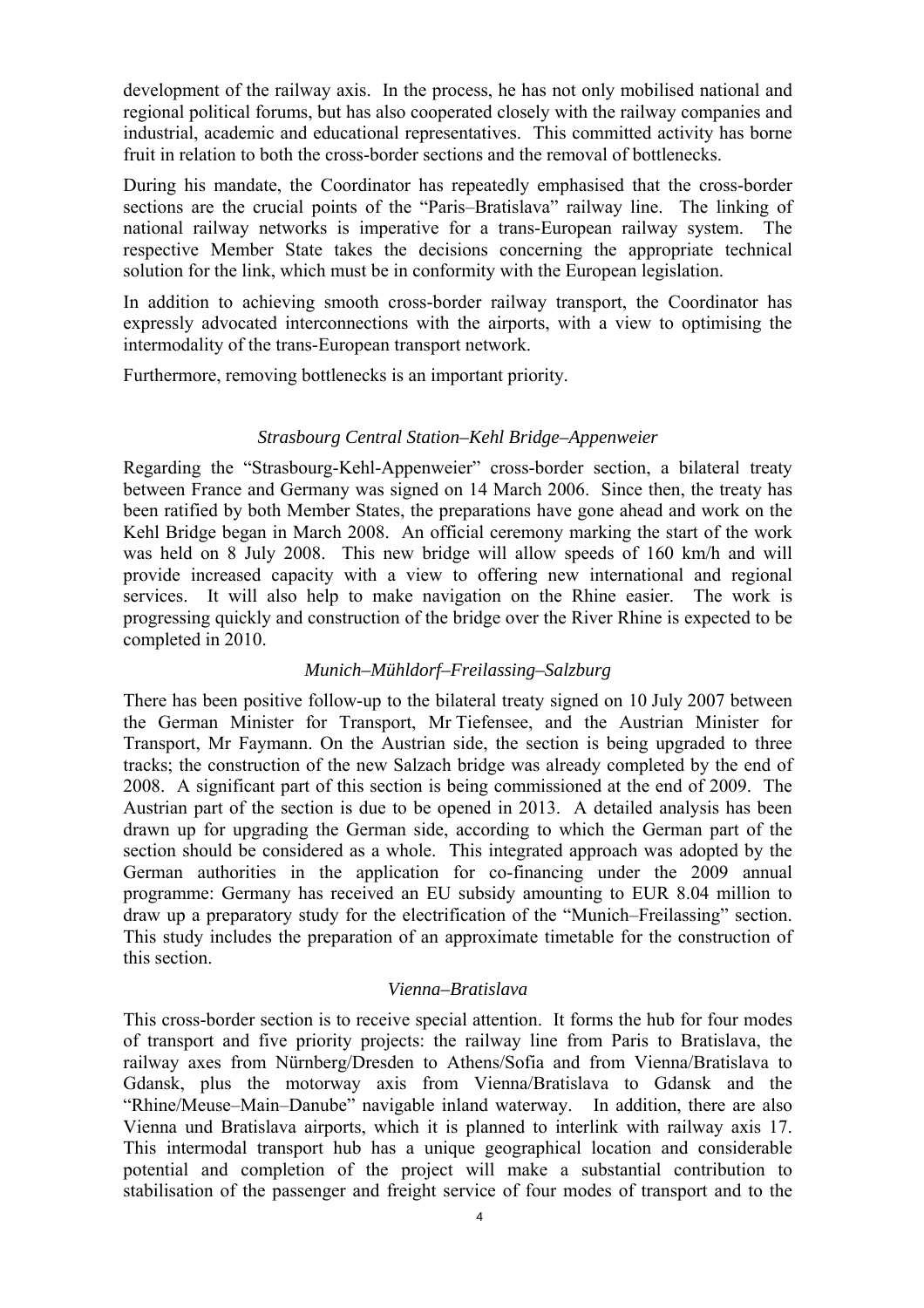development of the railway axis. In the process, he has not only mobilised national and regional political forums, but has also cooperated closely with the railway companies and industrial, academic and educational representatives. This committed activity has borne fruit in relation to both the cross-border sections and the removal of bottlenecks.

During his mandate, the Coordinator has repeatedly emphasised that the cross-border sections are the crucial points of the "Paris–Bratislava" railway line. The linking of national railway networks is imperative for a trans-European railway system. The respective Member State takes the decisions concerning the appropriate technical solution for the link, which must be in conformity with the European legislation.

In addition to achieving smooth cross-border railway transport, the Coordinator has expressly advocated interconnections with the airports, with a view to optimising the intermodality of the trans-European transport network.

Furthermore, removing bottlenecks is an important priority.

### *Strasbourg Central Station–Kehl Bridge–Appenweier*

Regarding the "Strasbourg-Kehl-Appenweier" cross-border section, a bilateral treaty between France and Germany was signed on 14 March 2006. Since then, the treaty has been ratified by both Member States, the preparations have gone ahead and work on the Kehl Bridge began in March 2008. An official ceremony marking the start of the work was held on 8 July 2008. This new bridge will allow speeds of 160 km/h and will provide increased capacity with a view to offering new international and regional services. It will also help to make navigation on the Rhine easier. The work is progressing quickly and construction of the bridge over the River Rhine is expected to be completed in 2010.

### *Munich–Mühldorf–Freilassing–Salzburg*

There has been positive follow-up to the bilateral treaty signed on 10 July 2007 between the German Minister for Transport, Mr Tiefensee, and the Austrian Minister for Transport, Mr Faymann. On the Austrian side, the section is being upgraded to three tracks; the construction of the new Salzach bridge was already completed by the end of 2008. A significant part of this section is being commissioned at the end of 2009. The Austrian part of the section is due to be opened in 2013. A detailed analysis has been drawn up for upgrading the German side, according to which the German part of the section should be considered as a whole. This integrated approach was adopted by the German authorities in the application for co-financing under the 2009 annual programme: Germany has received an EU subsidy amounting to EUR 8.04 million to draw up a preparatory study for the electrification of the "Munich–Freilassing" section. This study includes the preparation of an approximate timetable for the construction of this section.

### *Vienna–Bratislava*

This cross-border section is to receive special attention. It forms the hub for four modes of transport and five priority projects: the railway line from Paris to Bratislava, the railway axes from Nürnberg/Dresden to Athens/Sofia and from Vienna/Bratislava to Gdansk, plus the motorway axis from Vienna/Bratislava to Gdansk and the "Rhine/Meuse–Main–Danube" navigable inland waterway. In addition, there are also Vienna und Bratislava airports, which it is planned to interlink with railway axis 17. This intermodal transport hub has a unique geographical location and considerable potential and completion of the project will make a substantial contribution to stabilisation of the passenger and freight service of four modes of transport and to the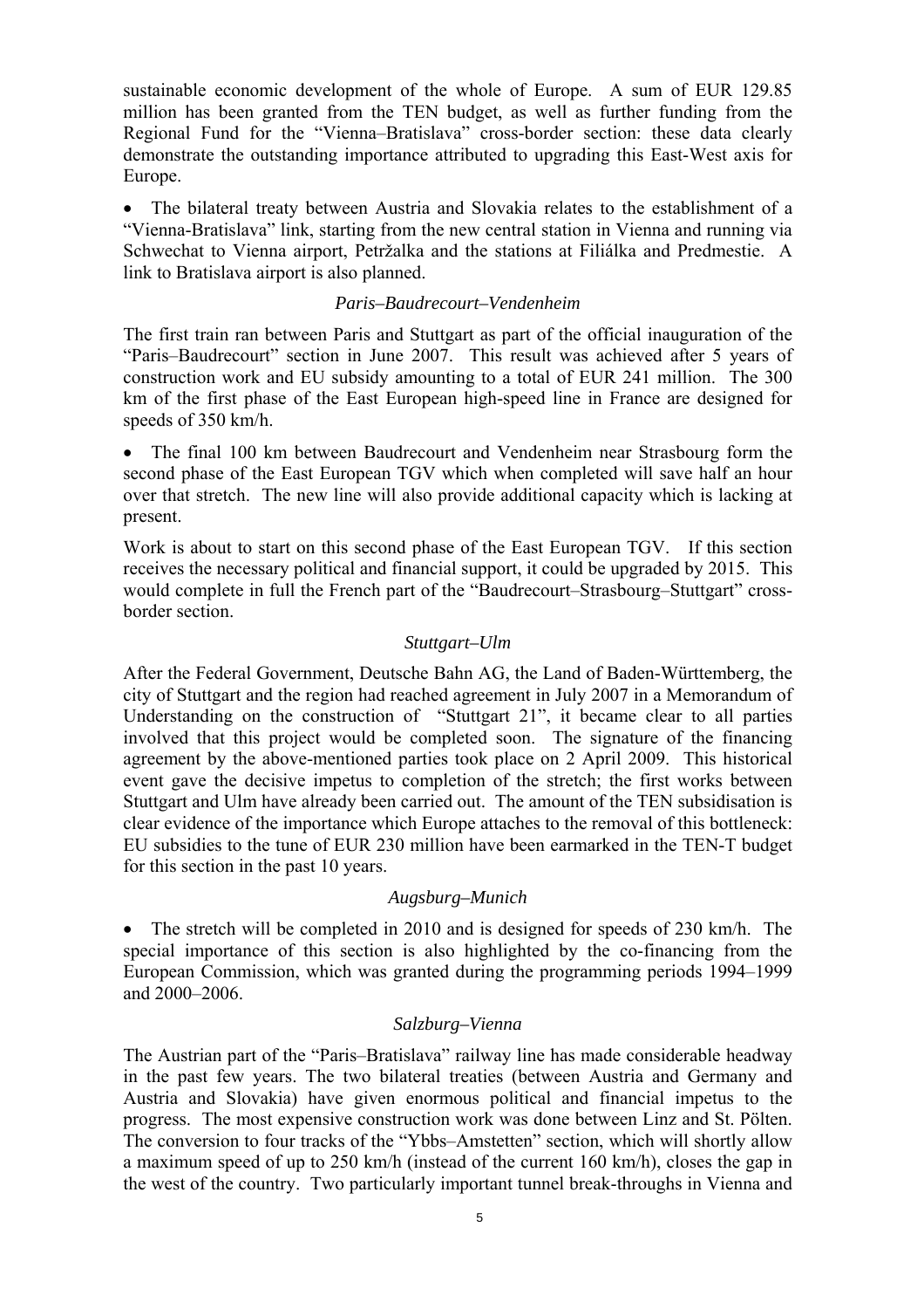sustainable economic development of the whole of Europe. A sum of EUR 129.85 million has been granted from the TEN budget, as well as further funding from the Regional Fund for the "Vienna–Bratislava" cross-border section: these data clearly demonstrate the outstanding importance attributed to upgrading this East-West axis for Europe.

- The bilateral treaty between Austria and Slovakia relates to the establishment of a "Vienna-Bratislava" link, starting from the new central station in Vienna and running via Schwechat to Vienna airport, Petržalka and the stations at Filiálka and Predmestie. A link to Bratislava airport is also planned.

*Paris–Baudrecourt–Vendenheim*

The first train ran between Paris and Stuttgart as part of the official inauguration of the "Paris–Baudrecourt" section in June 2007. This result was achieved after 5 years of construction work and EU subsidy amounting to a total of EUR 241 million. The 300 km of the first phase of the East European high-speed line in France are designed for speeds of 350 km/h.

- The final 100 km between Baudrecourt and Vendenheim near Strasbourg form the second phase of the East European TGV which when completed will save half an hour over that stretch. The new line will also provide additional capacity which is lacking at present.

Work is about to start on this second phase of the East European TGV. If this section receives the necessary political and financial support, it could be upgraded by 2015. This would complete in full the French part of the "Baudrecourt–Strasbourg–Stuttgart" cross-border section.

*Stuttgart–Ulm*

After the Federal Government, Deutsche Bahn AG, the Land of Baden-Württemberg, the city of Stuttgart and the region had reached agreement in July 2007 in a Memorandum of Understanding on the construction of "Stuttgart 21", it became clear to all parties involved that this project would be completed soon. The signature of the financing agreement by the above-mentioned parties took place on 2 April 2009. This historical event gave the decisive impetus to completion of the stretch; the first works between Stuttgart and Ulm have already been carried out. The amount of the TEN subsidisation is clear evidence of the importance which Europe attaches to the removal of this bottleneck: EU subsidies to the tune of EUR 230 million have been earmarked in the TEN-T budget for this section in the past 10 years.

*Augsburg–Munich*

- The stretch will be completed in 2010 and is designed for speeds of 230 km/h. The special importance of this section is also highlighted by the co-financing from the European Commission, which was granted during the programming periods 1994–1999 and 2000–2006.

*Salzburg–Vienna*

The Austrian part of the "Paris–Bratislava" railway line has made considerable headway in the past few years. The two bilateral treaties (between Austria and Germany and Austria and Slovakia) have given enormous political and financial impetus to the progress. The most expensive construction work was done between Linz and St. Pölten. The conversion to four tracks of the "Ybbs–Amstetten" section, which will shortly allow a maximum speed of up to 250 km/h (instead of the current 160 km/h), closes the gap in the west of the country. Two particularly important tunnel break-throughs in Vienna and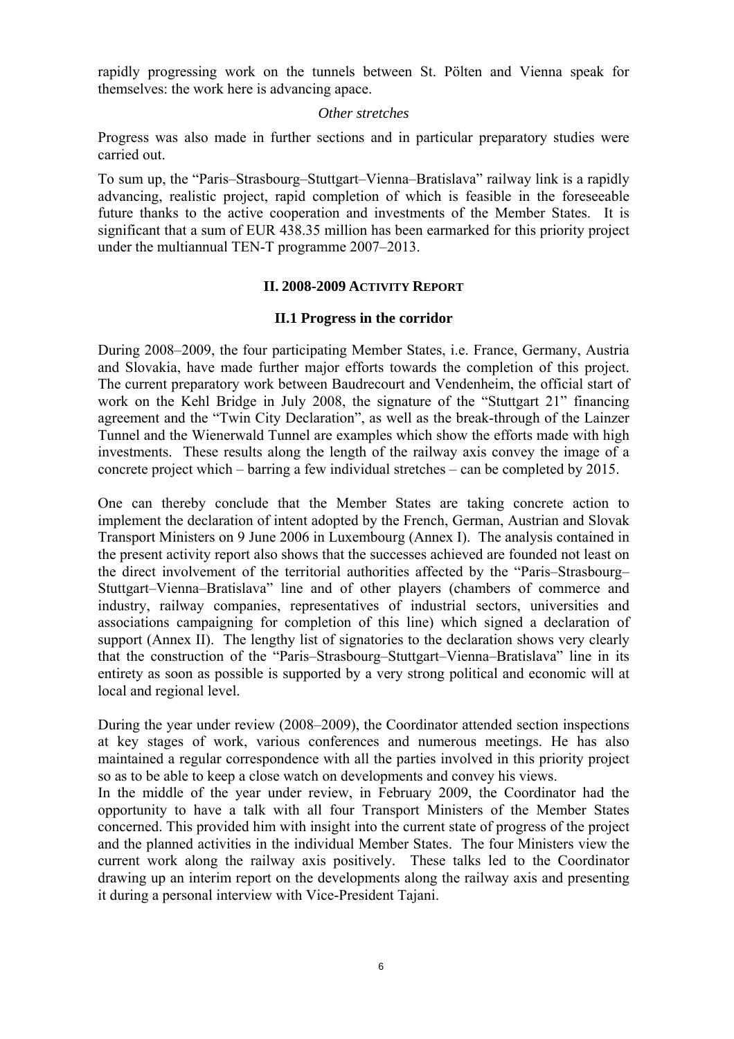rapidly progressing work on the tunnels between St. Pölten and Vienna speak for themselves: the work here is advancing apace.

*Other stretches*

Progress was also made in further sections and in particular preparatory studies were carried out.

To sum up, the "Paris–Strasbourg–Stuttgart–Vienna–Bratislava" railway link is a rapidly advancing, realistic project, rapid completion of which is feasible in the foreseeable future thanks to the active cooperation and investments of the Member States. It is significant that a sum of EUR 438.35 million has been earmarked for this priority project under the multiannual TEN-T programme 2007–2013.

## II. 2008-2009 ACTIVITY REPORT

### II.1 Progress in the corridor

During 2008–2009, the four participating Member States, i.e. France, Germany, Austria and Slovakia, have made further major efforts towards the completion of this project. The current preparatory work between Baudrecourt and Vendenheim, the official start of work on the Kehl Bridge in July 2008, the signature of the "Stuttgart 21" financing agreement and the "Twin City Declaration", as well as the break-through of the Lainzer Tunnel and the Wienerwald Tunnel are examples which show the efforts made with high investments. These results along the length of the railway axis convey the image of a concrete project which – barring a few individual stretches – can be completed by 2015.

One can thereby conclude that the Member States are taking concrete action to implement the declaration of intent adopted by the French, German, Austrian and Slovak Transport Ministers on 9 June 2006 in Luxembourg (Annex I). The analysis contained in the present activity report also shows that the successes achieved are founded not least on the direct involvement of the territorial authorities affected by the "Paris–Strasbourg–Stuttgart–Vienna–Bratislava" line and of other players (chambers of commerce and industry, railway companies, representatives of industrial sectors, universities and associations campaigning for completion of this line) which signed a declaration of support (Annex II). The lengthy list of signatories to the declaration shows very clearly that the construction of the "Paris–Strasbourg–Stuttgart–Vienna–Bratislava" line in its entirety as soon as possible is supported by a very strong political and economic will at local and regional level.

During the year under review (2008–2009), the Coordinator attended section inspections at key stages of work, various conferences and numerous meetings. He has also maintained a regular correspondence with all the parties involved in this priority project so as to be able to keep a close watch on developments and convey his views.

In the middle of the year under review, in February 2009, the Coordinator had the opportunity to have a talk with all four Transport Ministers of the Member States concerned. This provided him with insight into the current state of progress of the project and the planned activities in the individual Member States. The four Ministers view the current work along the railway axis positively. These talks led to the Coordinator drawing up an interim report on the developments along the railway axis and presenting it during a personal interview with Vice-President Tajani.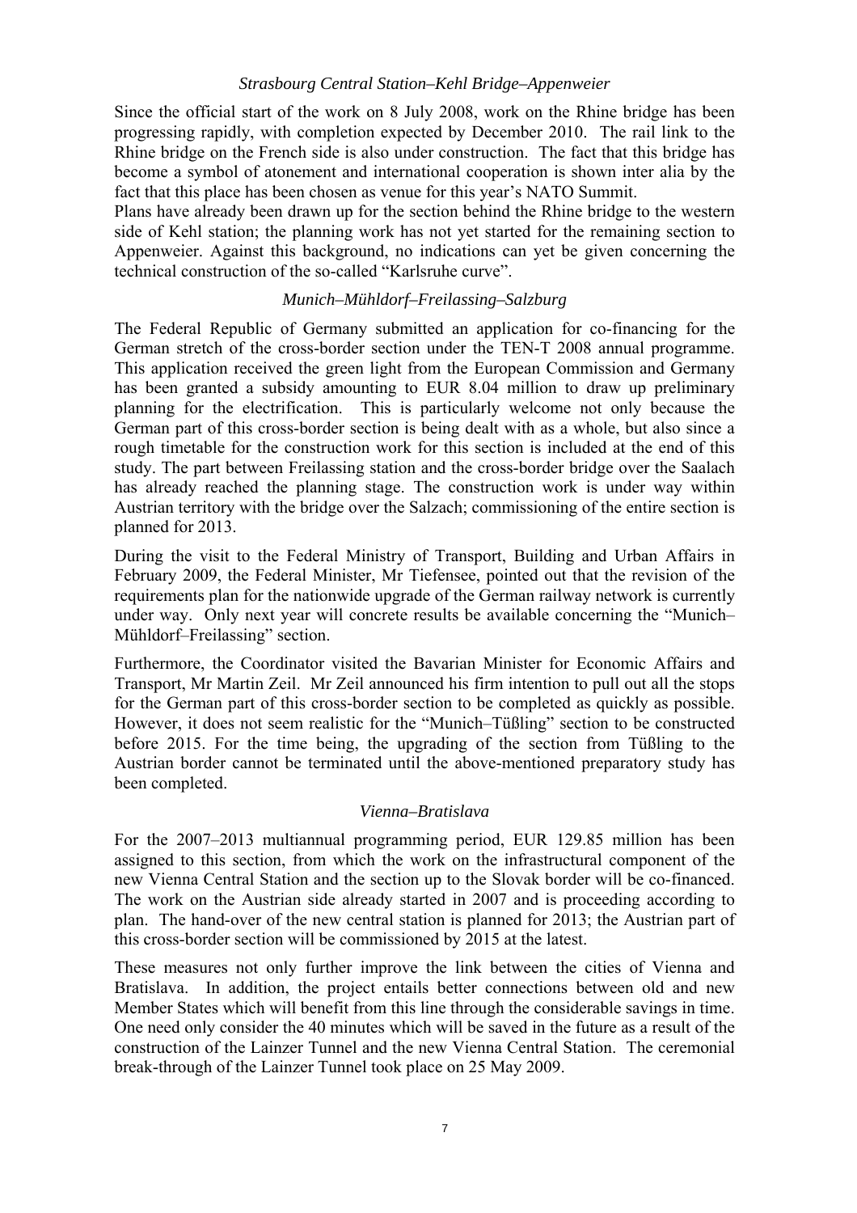*Strasbourg Central Station–Kehl Bridge–Appenweier*

Since the official start of the work on 8 July 2008, work on the Rhine bridge has been progressing rapidly, with completion expected by December 2010. The rail link to the Rhine bridge on the French side is also under construction. The fact that this bridge has become a symbol of atonement and international cooperation is shown inter alia by the fact that this place has been chosen as venue for this year's NATO Summit.

Plans have already been drawn up for the section behind the Rhine bridge to the western side of Kehl station; the planning work has not yet started for the remaining section to Appenweier. Against this background, no indications can yet be given concerning the technical construction of the so-called "Karlsruhe curve".

*Munich–Mühldorf–Freilassing–Salzburg*

The Federal Republic of Germany submitted an application for co-financing for the German stretch of the cross-border section under the TEN-T 2008 annual programme. This application received the green light from the European Commission and Germany has been granted a subsidy amounting to EUR 8.04 million to draw up preliminary planning for the electrification. This is particularly welcome not only because the German part of this cross-border section is being dealt with as a whole, but also since a rough timetable for the construction work for this section is included at the end of this study. The part between Freilassing station and the cross-border bridge over the Saalach has already reached the planning stage. The construction work is under way within Austrian territory with the bridge over the Salzach; commissioning of the entire section is planned for 2013.

During the visit to the Federal Ministry of Transport, Building and Urban Affairs in February 2009, the Federal Minister, Mr Tiefensee, pointed out that the revision of the requirements plan for the nationwide upgrade of the German railway network is currently under way. Only next year will concrete results be available concerning the "Munich–Mühldorf–Freilassing" section.

Furthermore, the Coordinator visited the Bavarian Minister for Economic Affairs and Transport, Mr Martin Zeil. Mr Zeil announced his firm intention to pull out all the stops for the German part of this cross-border section to be completed as quickly as possible. However, it does not seem realistic for the "Munich–Tüßling" section to be constructed before 2015. For the time being, the upgrading of the section from Tüßling to the Austrian border cannot be terminated until the above-mentioned preparatory study has been completed.

*Vienna–Bratislava*

For the 2007–2013 multiannual programming period, EUR 129.85 million has been assigned to this section, from which the work on the infrastructural component of the new Vienna Central Station and the section up to the Slovak border will be co-financed. The work on the Austrian side already started in 2007 and is proceeding according to plan. The hand-over of the new central station is planned for 2013; the Austrian part of this cross-border section will be commissioned by 2015 at the latest.

These measures not only further improve the link between the cities of Vienna and Bratislava. In addition, the project entails better connections between old and new Member States which will benefit from this line through the considerable savings in time. One need only consider the 40 minutes which will be saved in the future as a result of the construction of the Lainzer Tunnel and the new Vienna Central Station. The ceremonial break-through of the Lainzer Tunnel took place on 25 May 2009.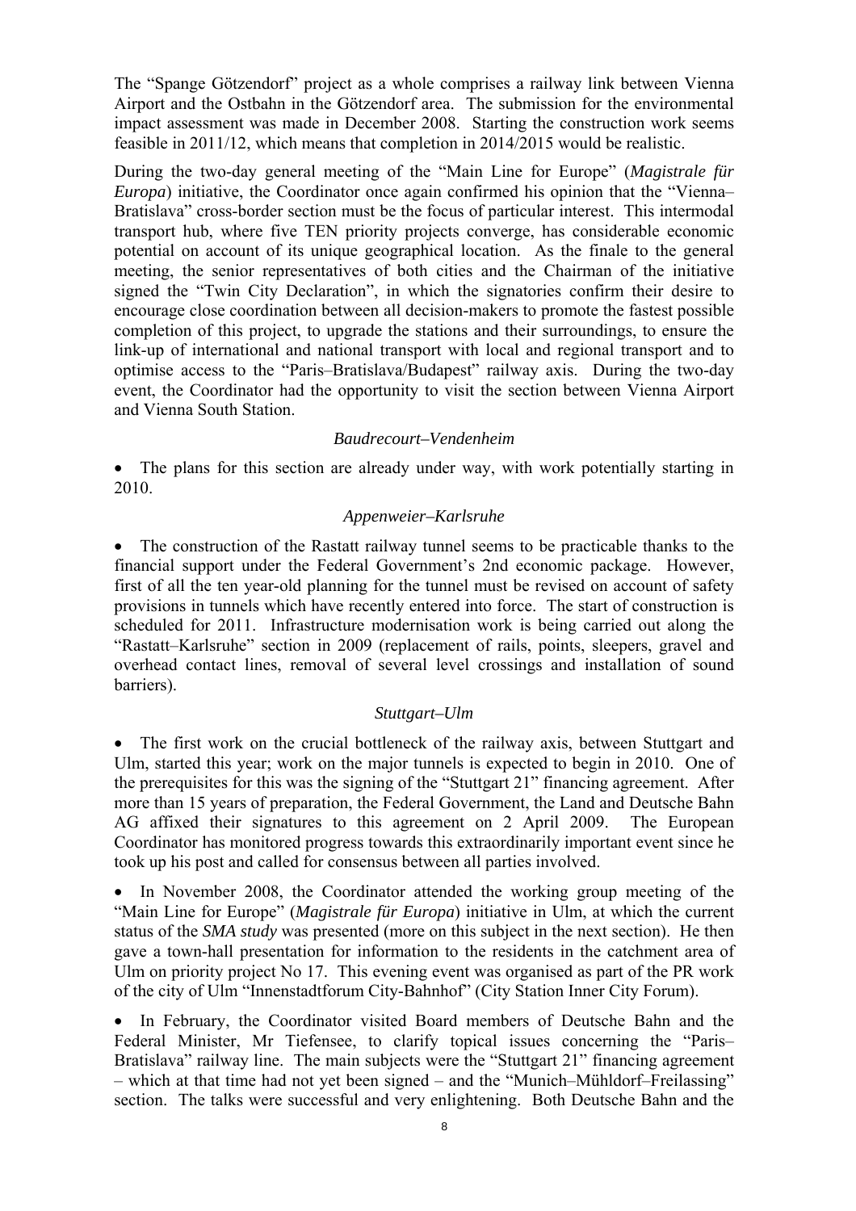The “Spange Götzendorf” project as a whole comprises a railway link between Vienna Airport and the Ostbahn in the Götzendorf area. The submission for the environmental impact assessment was made in December 2008. Starting the construction work seems feasible in 2011/12, which means that completion in 2014/2015 would be realistic.

During the two-day general meeting of the “Main Line for Europe” (*Magistrale für Europa*) initiative, the Coordinator once again confirmed his opinion that the “Vienna–Bratislava” cross-border section must be the focus of particular interest. This intermodal transport hub, where five TEN priority projects converge, has considerable economic potential on account of its unique geographical location. As the finale to the general meeting, the senior representatives of both cities and the Chairman of the initiative signed the “Twin City Declaration”, in which the signatories confirm their desire to encourage close coordination between all decision-makers to promote the fastest possible completion of this project, to upgrade the stations and their surroundings, to ensure the link-up of international and national transport with local and regional transport and to optimise access to the “Paris–Bratislava/Budapest” railway axis. During the two-day event, the Coordinator had the opportunity to visit the section between Vienna Airport and Vienna South Station.

*Baudrecourt–Vendenheim*

- The plans for this section are already under way, with work potentially starting in 2010.

*Appenweier–Karlsruhe*

- The construction of the Rastatt railway tunnel seems to be practicable thanks to the financial support under the Federal Government’s 2nd economic package. However, first of all the ten year-old planning for the tunnel must be revised on account of safety provisions in tunnels which have recently entered into force. The start of construction is scheduled for 2011. Infrastructure modernisation work is being carried out along the “Rastatt–Karlsruhe” section in 2009 (replacement of rails, points, sleepers, gravel and overhead contact lines, removal of several level crossings and installation of sound barriers).

*Stuttgart–Ulm*

- The first work on the crucial bottleneck of the railway axis, between Stuttgart and Ulm, started this year; work on the major tunnels is expected to begin in 2010. One of the prerequisites for this was the signing of the “Stuttgart 21” financing agreement. After more than 15 years of preparation, the Federal Government, the Land and Deutsche Bahn AG affixed their signatures to this agreement on 2 April 2009. The European Coordinator has monitored progress towards this extraordinarily important event since he took up his post and called for consensus between all parties involved.

- In November 2008, the Coordinator attended the working group meeting of the “Main Line for Europe” (*Magistrale für Europa*) initiative in Ulm, at which the current status of the *SMA study* was presented (more on this subject in the next section). He then gave a town-hall presentation for information to the residents in the catchment area of Ulm on priority project No 17. This evening event was organised as part of the PR work of the city of Ulm “Innenstadtforum City-Bahnhof” (City Station Inner City Forum).

- In February, the Coordinator visited Board members of Deutsche Bahn and the Federal Minister, Mr Tiefensee, to clarify topical issues concerning the “Paris–Bratislava” railway line. The main subjects were the “Stuttgart 21” financing agreement – which at that time had not yet been signed – and the “Munich–Mühldorf–Freilassing” section. The talks were successful and very enlightening. Both Deutsche Bahn and the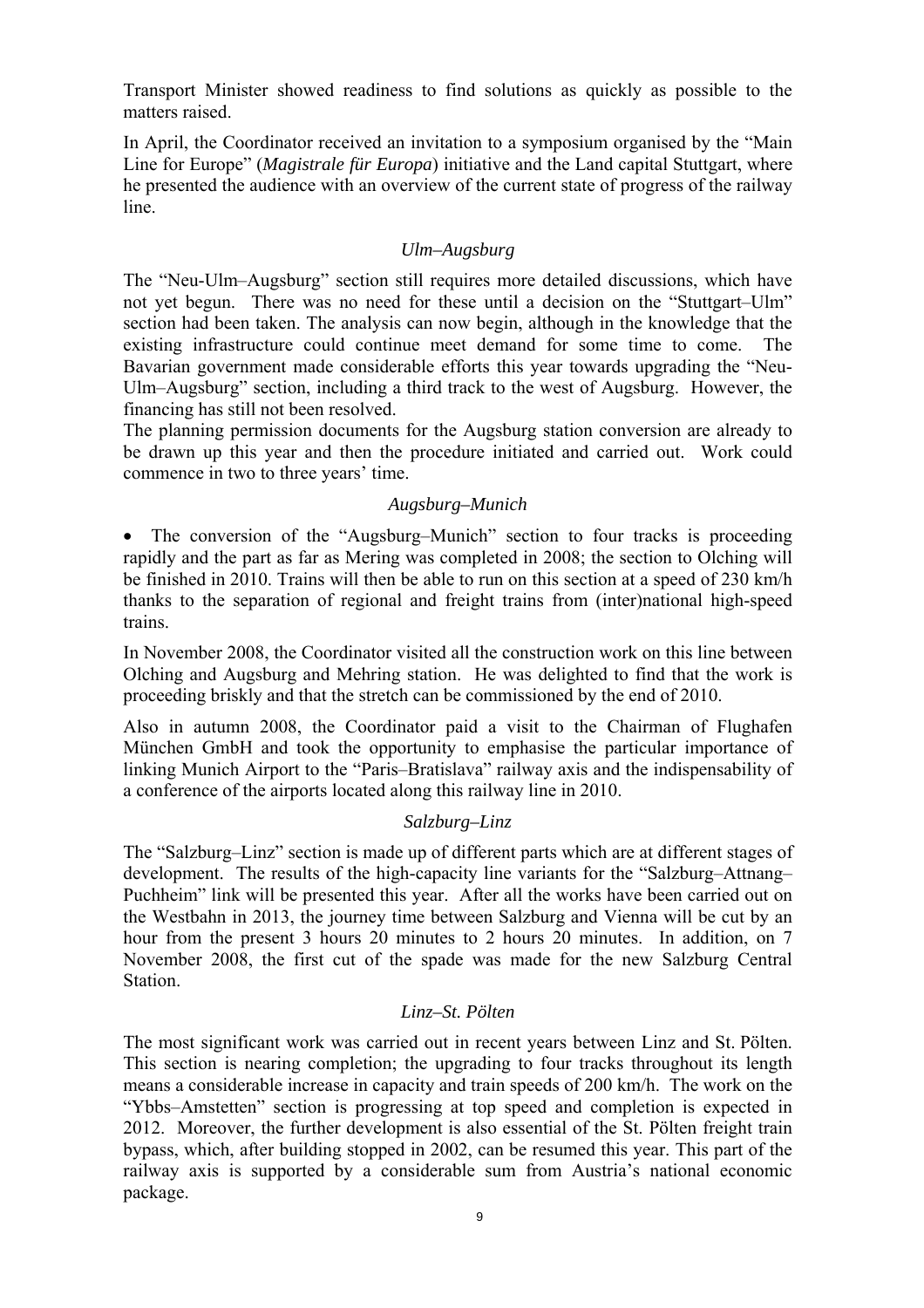Transport Minister showed readiness to find solutions as quickly as possible to the matters raised.

In April, the Coordinator received an invitation to a symposium organised by the "Main Line for Europe" (*Magistrale für Europa*) initiative and the Land capital Stuttgart, where he presented the audience with an overview of the current state of progress of the railway line.

*Ulm–Augsburg*

The "Neu-Ulm–Augsburg" section still requires more detailed discussions, which have not yet begun. There was no need for these until a decision on the "Stuttgart–Ulm" section had been taken. The analysis can now begin, although in the knowledge that the existing infrastructure could continue meet demand for some time to come. The Bavarian government made considerable efforts this year towards upgrading the "Neu-Ulm–Augsburg" section, including a third track to the west of Augsburg. However, the financing has still not been resolved.

The planning permission documents for the Augsburg station conversion are already to be drawn up this year and then the procedure initiated and carried out. Work could commence in two to three years' time.

*Augsburg–Munich*

- The conversion of the "Augsburg–Munich" section to four tracks is proceeding rapidly and the part as far as Mering was completed in 2008; the section to Olching will be finished in 2010. Trains will then be able to run on this section at a speed of 230 km/h thanks to the separation of regional and freight trains from (inter)national high-speed trains.

In November 2008, the Coordinator visited all the construction work on this line between Olching and Augsburg and Mehring station. He was delighted to find that the work is proceeding briskly and that the stretch can be commissioned by the end of 2010.

Also in autumn 2008, the Coordinator paid a visit to the Chairman of Flughafen München GmbH and took the opportunity to emphasise the particular importance of linking Munich Airport to the "Paris–Bratislava" railway axis and the indispensability of a conference of the airports located along this railway line in 2010.

*Salzburg–Linz*

The "Salzburg–Linz" section is made up of different parts which are at different stages of development. The results of the high-capacity line variants for the "Salzburg–Attnang–Puchheim" link will be presented this year. After all the works have been carried out on the Westbahn in 2013, the journey time between Salzburg and Vienna will be cut by an hour from the present 3 hours 20 minutes to 2 hours 20 minutes. In addition, on 7 November 2008, the first cut of the spade was made for the new Salzburg Central Station.

*Linz–St. Pölten*

The most significant work was carried out in recent years between Linz and St. Pölten. This section is nearing completion; the upgrading to four tracks throughout its length means a considerable increase in capacity and train speeds of 200 km/h. The work on the "Ybbs–Amstetten" section is progressing at top speed and completion is expected in 2012. Moreover, the further development is also essential of the St. Pölten freight train bypass, which, after building stopped in 2002, can be resumed this year. This part of the railway axis is supported by a considerable sum from Austria's national economic package.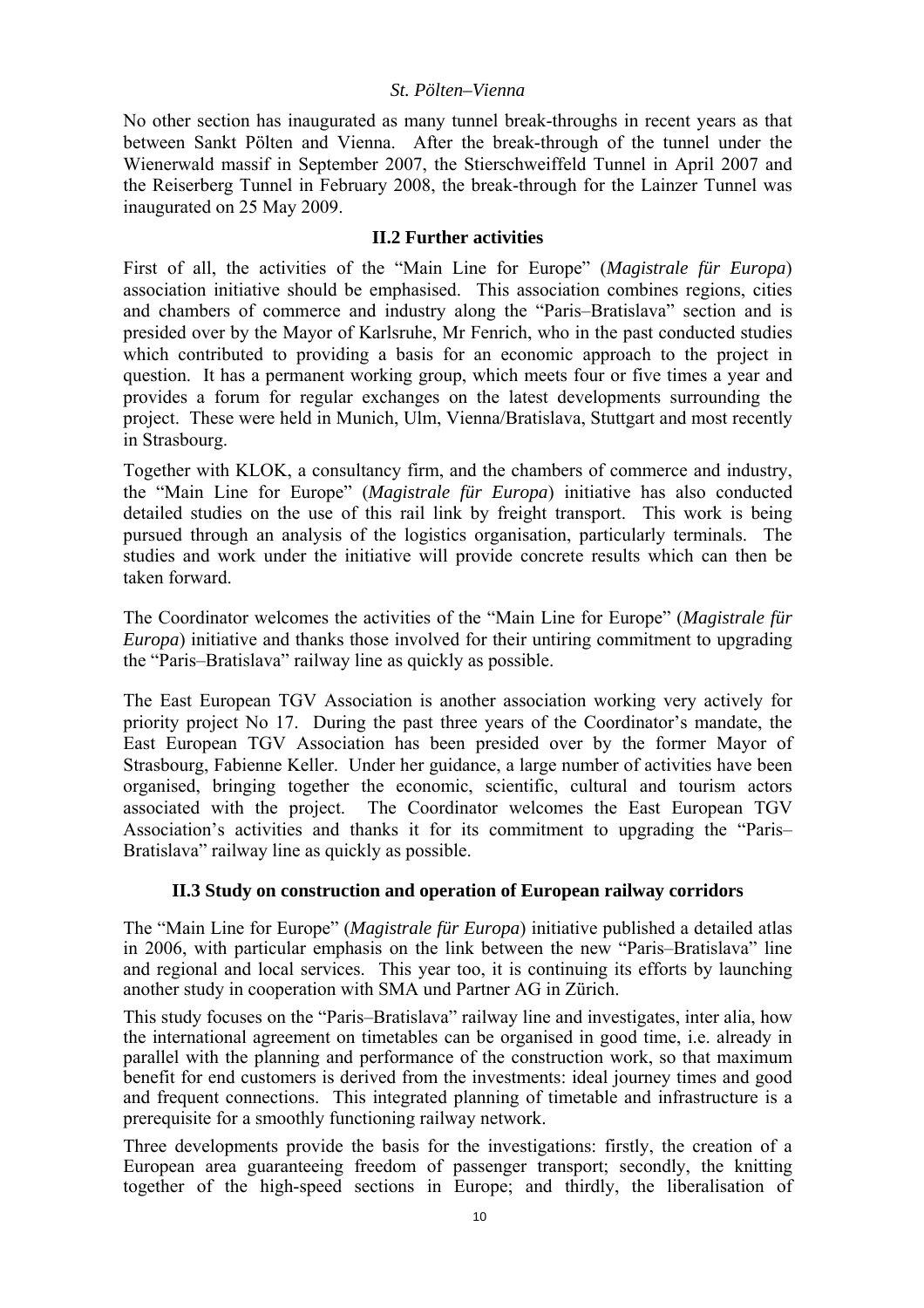*St. Pölten–Vienna*

No other section has inaugurated as many tunnel break-throughs in recent years as that between Sankt Pölten and Vienna. After the break-through of the tunnel under the Wienerwald massif in September 2007, the Stierschweiffeld Tunnel in April 2007 and the Reiserberg Tunnel in February 2008, the break-through for the Lainzer Tunnel was inaugurated on 25 May 2009.

### II.2 Further activities

First of all, the activities of the "Main Line for Europe" (*Magistrale für Europa*) association initiative should be emphasised. This association combines regions, cities and chambers of commerce and industry along the "Paris–Bratislava" section and is presided over by the Mayor of Karlsruhe, Mr Fenrich, who in the past conducted studies which contributed to providing a basis for an economic approach to the project in question. It has a permanent working group, which meets four or five times a year and provides a forum for regular exchanges on the latest developments surrounding the project. These were held in Munich, Ulm, Vienna/Bratislava, Stuttgart and most recently in Strasbourg.

Together with KLOK, a consultancy firm, and the chambers of commerce and industry, the "Main Line for Europe" (*Magistrale für Europa*) initiative has also conducted detailed studies on the use of this rail link by freight transport. This work is being pursued through an analysis of the logistics organisation, particularly terminals. The studies and work under the initiative will provide concrete results which can then be taken forward.

The Coordinator welcomes the activities of the "Main Line for Europe" (*Magistrale für Europa*) initiative and thanks those involved for their untiring commitment to upgrading the "Paris–Bratislava" railway line as quickly as possible.

The East European TGV Association is another association working very actively for priority project No 17. During the past three years of the Coordinator's mandate, the East European TGV Association has been presided over by the former Mayor of Strasbourg, Fabienne Keller. Under her guidance, a large number of activities have been organised, bringing together the economic, scientific, cultural and tourism actors associated with the project. The Coordinator welcomes the East European TGV Association's activities and thanks it for its commitment to upgrading the "Paris–Bratislava" railway line as quickly as possible.

### II.3 Study on construction and operation of European railway corridors

The "Main Line for Europe" (*Magistrale für Europa*) initiative published a detailed atlas in 2006, with particular emphasis on the link between the new "Paris–Bratislava" line and regional and local services. This year too, it is continuing its efforts by launching another study in cooperation with SMA und Partner AG in Zürich.

This study focuses on the "Paris–Bratislava" railway line and investigates, inter alia, how the international agreement on timetables can be organised in good time, i.e. already in parallel with the planning and performance of the construction work, so that maximum benefit for end customers is derived from the investments: ideal journey times and good and frequent connections. This integrated planning of timetable and infrastructure is a prerequisite for a smoothly functioning railway network.

Three developments provide the basis for the investigations: firstly, the creation of a European area guaranteeing freedom of passenger transport; secondly, the knitting together of the high-speed sections in Europe; and thirdly, the liberalisation of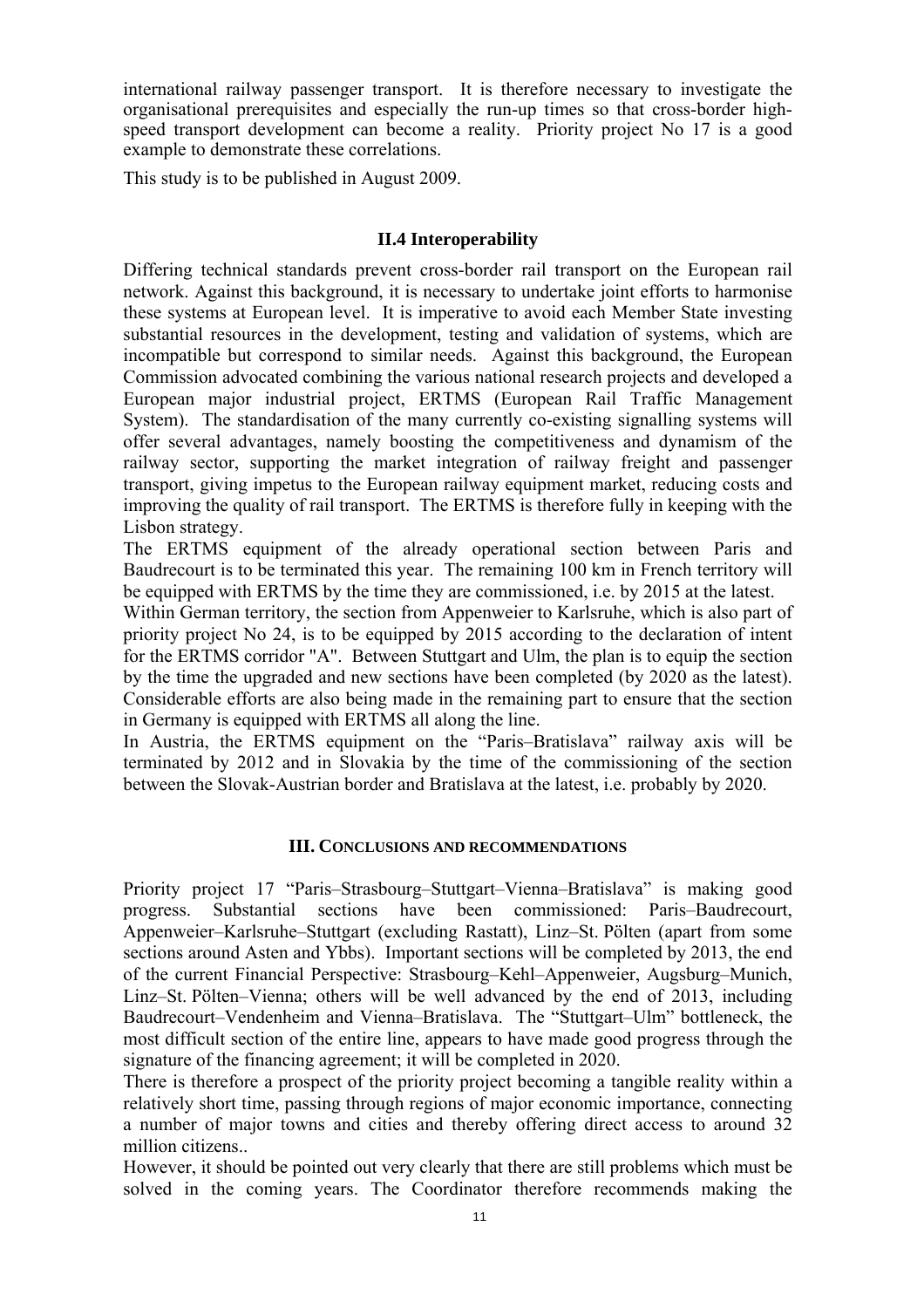international railway passenger transport. It is therefore necessary to investigate the organisational prerequisites and especially the run-up times so that cross-border high-speed transport development can become a reality. Priority project No 17 is a good example to demonstrate these correlations.

This study is to be published in August 2009.

### II.4 Interoperability

Differing technical standards prevent cross-border rail transport on the European rail network. Against this background, it is necessary to undertake joint efforts to harmonise these systems at European level. It is imperative to avoid each Member State investing substantial resources in the development, testing and validation of systems, which are incompatible but correspond to similar needs. Against this background, the European Commission advocated combining the various national research projects and developed a European major industrial project, ERTMS (European Rail Traffic Management System). The standardisation of the many currently co-existing signalling systems will offer several advantages, namely boosting the competitiveness and dynamism of the railway sector, supporting the market integration of railway freight and passenger transport, giving impetus to the European railway equipment market, reducing costs and improving the quality of rail transport. The ERTMS is therefore fully in keeping with the Lisbon strategy.

The ERTMS equipment of the already operational section between Paris and Baudrecourt is to be terminated this year. The remaining 100 km in French territory will be equipped with ERTMS by the time they are commissioned, i.e. by 2015 at the latest.

Within German territory, the section from Appenweier to Karlsruhe, which is also part of priority project No 24, is to be equipped by 2015 according to the declaration of intent for the ERTMS corridor "A". Between Stuttgart and Ulm, the plan is to equip the section by the time the upgraded and new sections have been completed (by 2020 as the latest). Considerable efforts are also being made in the remaining part to ensure that the section in Germany is equipped with ERTMS all along the line.

In Austria, the ERTMS equipment on the "Paris–Bratislava" railway axis will be terminated by 2012 and in Slovakia by the time of the commissioning of the section between the Slovak-Austrian border and Bratislava at the latest, i.e. probably by 2020.

## III. Conclusions and recommendations

Priority project 17 "Paris–Strasbourg–Stuttgart–Vienna–Bratislava" is making good progress. Substantial sections have been commissioned: Paris–Baudrecourt, Appenweier–Karlsruhe–Stuttgart (excluding Rastatt), Linz–St. Pölten (apart from some sections around Asten and Ybbs). Important sections will be completed by 2013, the end of the current Financial Perspective: Strasbourg–Kehl–Appenweier, Augsburg–Munich, Linz–St. Pölten–Vienna; others will be well advanced by the end of 2013, including Baudrecourt–Vendenheim and Vienna–Bratislava. The "Stuttgart–Ulm" bottleneck, the most difficult section of the entire line, appears to have made good progress through the signature of the financing agreement; it will be completed in 2020.

There is therefore a prospect of the priority project becoming a tangible reality within a relatively short time, passing through regions of major economic importance, connecting a number of major towns and cities and thereby offering direct access to around 32 million citizens..

However, it should be pointed out very clearly that there are still problems which must be solved in the coming years. The Coordinator therefore recommends making the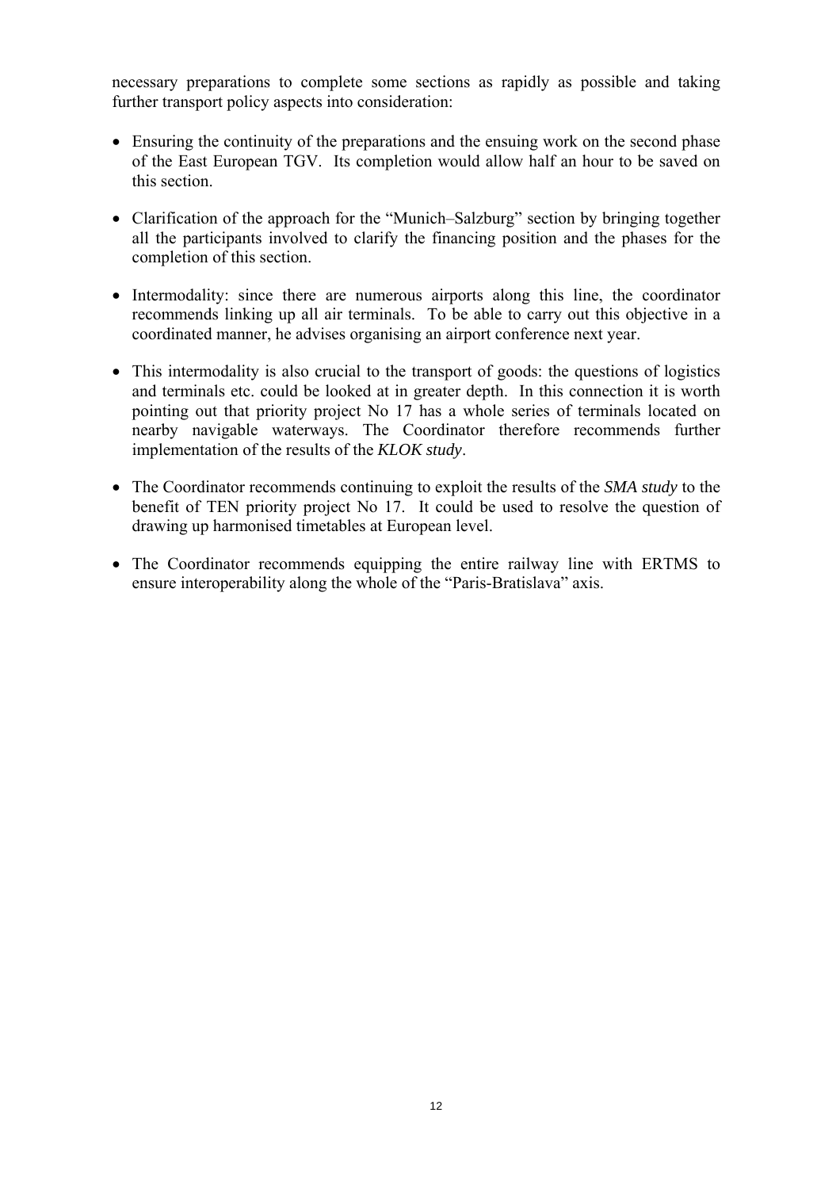necessary preparations to complete some sections as rapidly as possible and taking further transport policy aspects into consideration:

- Ensuring the continuity of the preparations and the ensuing work on the second phase of the East European TGV. Its completion would allow half an hour to be saved on this section.

- Clarification of the approach for the "Munich–Salzburg" section by bringing together all the participants involved to clarify the financing position and the phases for the completion of this section.

- Intermodality: since there are numerous airports along this line, the coordinator recommends linking up all air terminals. To be able to carry out this objective in a coordinated manner, he advises organising an airport conference next year.

- This intermodality is also crucial to the transport of goods: the questions of logistics and terminals etc. could be looked at in greater depth. In this connection it is worth pointing out that priority project No 17 has a whole series of terminals located on nearby navigable waterways. The Coordinator therefore recommends further implementation of the results of the *KLOK study*.

- The Coordinator recommends continuing to exploit the results of the *SMA study* to the benefit of TEN priority project No 17. It could be used to resolve the question of drawing up harmonised timetables at European level.

- The Coordinator recommends equipping the entire railway line with ERTMS to ensure interoperability along the whole of the "Paris-Bratislava" axis.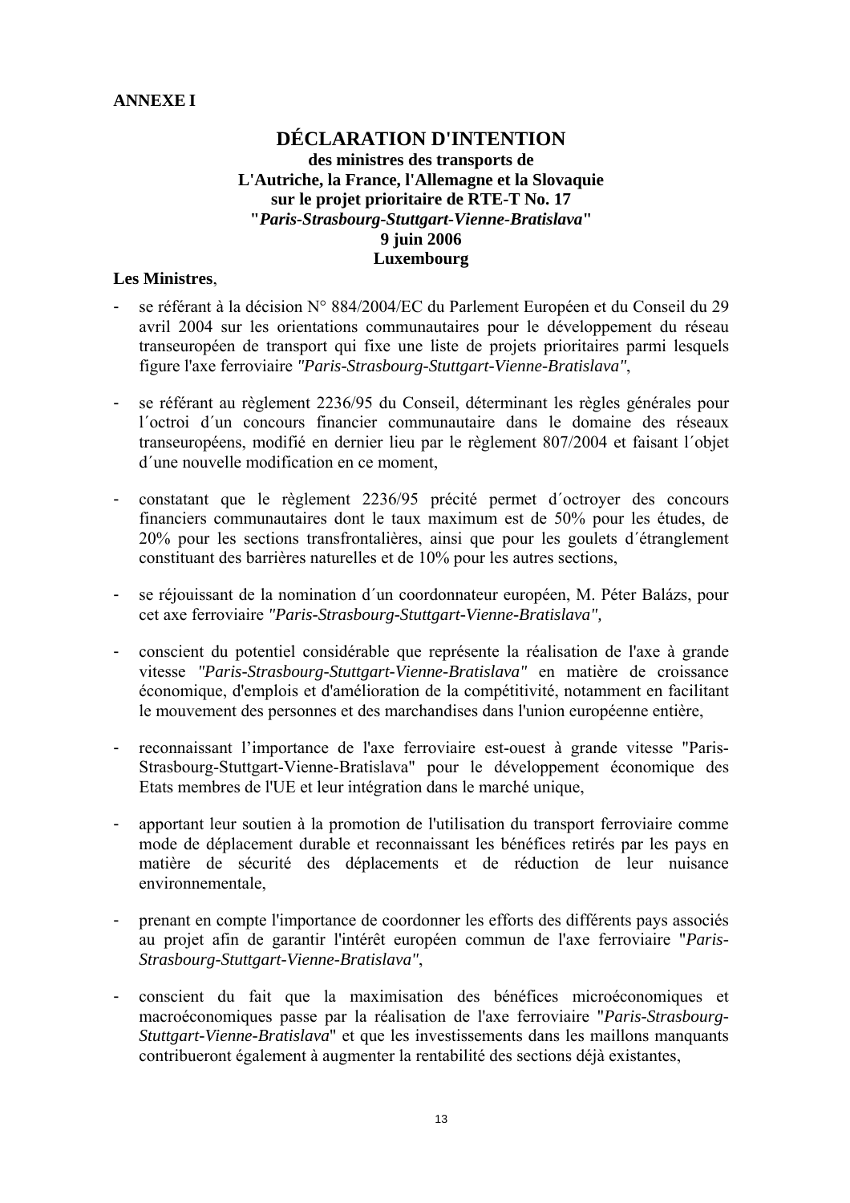**ANNEXE I**

# DÉCLARATION D'INTENTION

**des ministres des transports de**
**L'Autriche, la France, l'Allemagne et la Slovaquie**
**sur le projet prioritaire de RTE-T No. 17**
**"*Paris-Strasbourg-Stuttgart-Vienne-Bratislava*"**
**9 juin 2006**
**Luxembourg**

**Les Ministres**,

- se référant à la décision N° 884/2004/EC du Parlement Européen et du Conseil du 29 avril 2004 sur les orientations communautaires pour le développement du réseau transeuropéen de transport qui fixe une liste de projets prioritaires parmi lesquels figure l'axe ferroviaire *"Paris-Strasbourg-Stuttgart-Vienne-Bratislava"*,

- se référant au règlement 2236/95 du Conseil, déterminant les règles générales pour l´octroi d´un concours financier communautaire dans le domaine des réseaux transeuropéens, modifié en dernier lieu par le règlement 807/2004 et faisant l´objet d´une nouvelle modification en ce moment,

- constatant que le règlement 2236/95 précité permet d´octroyer des concours financiers communautaires dont le taux maximum est de 50% pour les études, de 20% pour les sections transfrontalières, ainsi que pour les goulets d´étranglement constituant des barrières naturelles et de 10% pour les autres sections,

- se réjouissant de la nomination d´un coordonnateur européen, M. Péter Balázs, pour cet axe ferroviaire *"Paris-Strasbourg-Stuttgart-Vienne-Bratislava",*

- conscient du potentiel considérable que représente la réalisation de l'axe à grande vitesse *"Paris-Strasbourg-Stuttgart-Vienne-Bratislava"* en matière de croissance économique, d'emplois et d'amélioration de la compétitivité, notamment en facilitant le mouvement des personnes et des marchandises dans l'union européenne entière,

- reconnaissant l'importance de l'axe ferroviaire est-ouest à grande vitesse "Paris-Strasbourg-Stuttgart-Vienne-Bratislava" pour le développement économique des Etats membres de l'UE et leur intégration dans le marché unique,

- apportant leur soutien à la promotion de l'utilisation du transport ferroviaire comme mode de déplacement durable et reconnaissant les bénéfices retirés par les pays en matière de sécurité des déplacements et de réduction de leur nuisance environnementale,

- prenant en compte l'importance de coordonner les efforts des différents pays associés au projet afin de garantir l'intérêt européen commun de l'axe ferroviaire "*Paris-Strasbourg-Stuttgart-Vienne-Bratislava"*,

- conscient du fait que la maximisation des bénéfices microéconomiques et macroéconomiques passe par la réalisation de l'axe ferroviaire "*Paris-Strasbourg-Stuttgart-Vienne-Bratislava*" et que les investissements dans les maillons manquants contribueront également à augmenter la rentabilité des sections déjà existantes,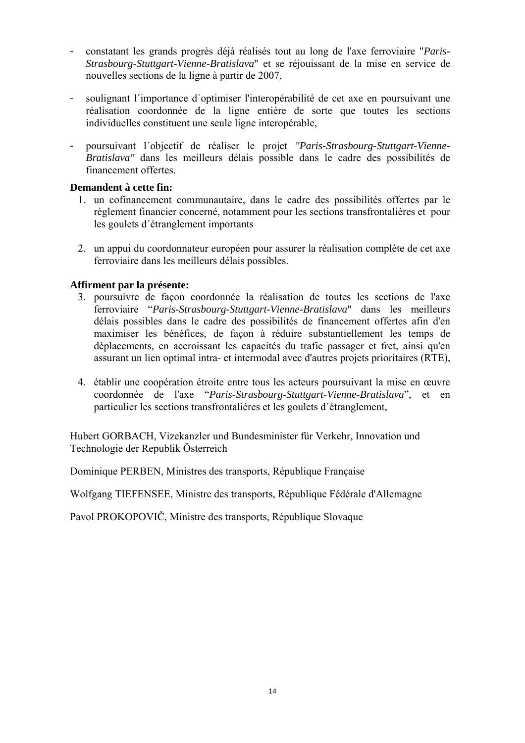- constatant les grands progrès déjà réalisés tout au long de l'axe ferroviaire "*Paris-Strasbourg-Stuttgart-Vienne-Bratislava*" et se réjouissant de la mise en service de nouvelles sections de la ligne à partir de 2007,

- soulignant l´importance d´optimiser l'interopérabilité de cet axe en poursuivant une réalisation coordonnée de la ligne entière de sorte que toutes les sections individuelles constituent une seule ligne interopérable,

- poursuivant l´objectif de réaliser le projet *"Paris-Strasbourg-Stuttgart-Vienne-Bratislava"* dans les meilleurs délais possible dans le cadre des possibilités de financement offertes.

**Demandent à cette fin:**

1. un cofinancement communautaire, dans le cadre des possibilités offertes par le règlement financier concerné, notamment pour les sections transfrontalières et pour les goulets d´étranglement importants

2. un appui du coordonnateur européen pour assurer la réalisation complète de cet axe ferroviaire dans les meilleurs délais possibles.

**Affirment par la présente:**

3. poursuivre de façon coordonnée la réalisation de toutes les sections de l'axe ferroviaire “*Paris-Strasbourg-Stuttgart-Vienne-Bratislava*" dans les meilleurs délais possibles dans le cadre des possibilités de financement offertes afin d'en maximiser les bénéfices, de façon à réduire substantiellement les temps de déplacements, en accroissant les capacités du trafic passager et fret, ainsi qu'en assurant un lien optimal intra- et intermodal avec d'autres projets prioritaires (RTE),

4. établir une coopération étroite entre tous les acteurs poursuivant la mise en œuvre coordonnée de l'axe “*Paris-Strasbourg-Stuttgart-Vienne-Bratislava*”, et en particulier les sections transfrontalières et les goulets d´étranglement,

Hubert GORBACH, Vizekanzler und Bundesminister für Verkehr, Innovation und Technologie der Republik Österreich

Dominique PERBEN, Ministres des transports, République Française

Wolfgang TIEFENSEE, Ministre des transports, République Fédérale d'Allemagne

Pavol PROKOPOVIČ, Ministre des transports, République Slovaque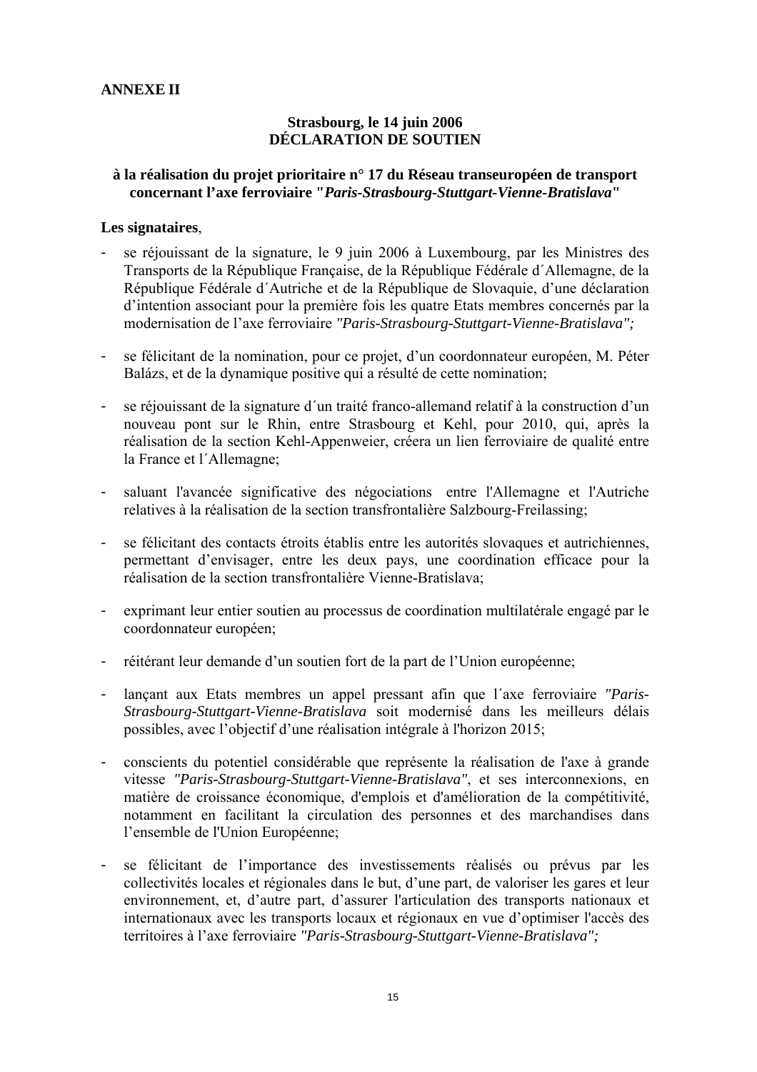**ANNEXE II**

**Strasbourg, le 14 juin 2006**
**DÉCLARATION DE SOUTIEN**

**à la réalisation du projet prioritaire n° 17 du Réseau transeuropéen de transport concernant l'axe ferroviaire "*Paris-Strasbourg-Stuttgart-Vienne-Bratislava*"**

**Les signataires**,

- se réjouissant de la signature, le 9 juin 2006 à Luxembourg, par les Ministres des Transports de la République Française, de la République Fédérale d´Allemagne, de la République Fédérale d´Autriche et de la République de Slovaquie, d'une déclaration d'intention associant pour la première fois les quatre Etats membres concernés par la modernisation de l'axe ferroviaire *"Paris-Strasbourg-Stuttgart-Vienne-Bratislava";*

- se félicitant de la nomination, pour ce projet, d'un coordonnateur européen, M. Péter Balázs, et de la dynamique positive qui a résulté de cette nomination;

- se réjouissant de la signature d´un traité franco-allemand relatif à la construction d'un nouveau pont sur le Rhin, entre Strasbourg et Kehl, pour 2010, qui, après la réalisation de la section Kehl-Appenweier, créera un lien ferroviaire de qualité entre la France et l´Allemagne;

- saluant l'avancée significative des négociations entre l'Allemagne et l'Autriche relatives à la réalisation de la section transfrontalière Salzbourg-Freilassing;

- se félicitant des contacts étroits établis entre les autorités slovaques et autrichiennes, permettant d'envisager, entre les deux pays, une coordination efficace pour la réalisation de la section transfrontalière Vienne-Bratislava;

- exprimant leur entier soutien au processus de coordination multilatérale engagé par le coordonnateur européen;

- réitérant leur demande d'un soutien fort de la part de l'Union européenne;

- lançant aux Etats membres un appel pressant afin que l´axe ferroviaire *"Paris-Strasbourg-Stuttgart-Vienne-Bratislava* soit modernisé dans les meilleurs délais possibles, avec l'objectif d'une réalisation intégrale à l'horizon 2015;

- conscients du potentiel considérable que représente la réalisation de l'axe à grande vitesse *"Paris-Strasbourg-Stuttgart-Vienne-Bratislava"*, et ses interconnexions, en matière de croissance économique, d'emplois et d'amélioration de la compétitivité, notamment en facilitant la circulation des personnes et des marchandises dans l'ensemble de l'Union Européenne;

- se félicitant de l'importance des investissements réalisés ou prévus par les collectivités locales et régionales dans le but, d'une part, de valoriser les gares et leur environnement, et, d'autre part, d'assurer l'articulation des transports nationaux et internationaux avec les transports locaux et régionaux en vue d'optimiser l'accès des territoires à l'axe ferroviaire *"Paris-Strasbourg-Stuttgart-Vienne-Bratislava";*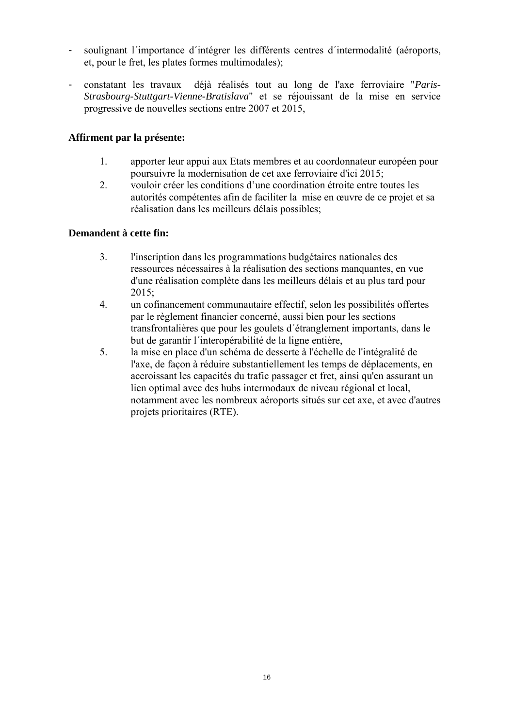- soulignant l´importance d´intégrer les différents centres d´intermodalité (aéroports, et, pour le fret, les plates formes multimodales);

- constatant les travaux déjà réalisés tout au long de l'axe ferroviaire "*Paris-Strasbourg-Stuttgart-Vienne-Bratislava*" et se réjouissant de la mise en service progressive de nouvelles sections entre 2007 et 2015,

**Affirment par la présente:**

1. apporter leur appui aux Etats membres et au coordonnateur européen pour poursuivre la modernisation de cet axe ferroviaire d'ici 2015;
2. vouloir créer les conditions d'une coordination étroite entre toutes les autorités compétentes afin de faciliter la mise en œuvre de ce projet et sa réalisation dans les meilleurs délais possibles;

**Demandent à cette fin:**

3. l'inscription dans les programmations budgétaires nationales des ressources nécessaires à la réalisation des sections manquantes, en vue d'une réalisation complète dans les meilleurs délais et au plus tard pour 2015;
4. un cofinancement communautaire effectif, selon les possibilités offertes par le règlement financier concerné, aussi bien pour les sections transfrontalières que pour les goulets d´étranglement importants, dans le but de garantir l´interopérabilité de la ligne entière,
5. la mise en place d'un schéma de desserte à l'échelle de l'intégralité de l'axe, de façon à réduire substantiellement les temps de déplacements, en accroissant les capacités du trafic passager et fret, ainsi qu'en assurant un lien optimal avec des hubs intermodaux de niveau régional et local, notamment avec les nombreux aéroports situés sur cet axe, et avec d'autres projets prioritaires (RTE).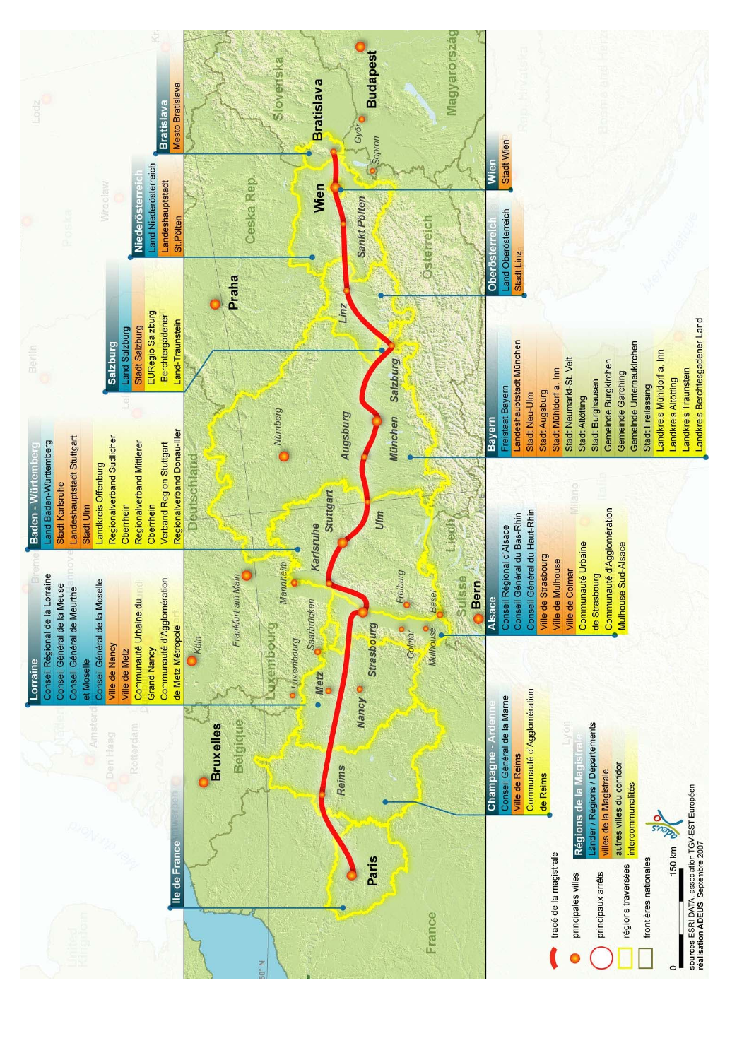**Ile de France**

**Champagne - Ardenne**
- Conseil Général de la Marne
- Ville de Reims
- Communauté d'Agglomération de Reims

**Lorraine**
- Conseil Régional de la Lorraine
- Conseil Général de la Meuse
- Conseil Général de Meurthe et Moselle
- Conseil Général de la Moselle
- Ville de Nancy
- Ville de Metz
- Communauté Urbaine du Grand Nancy
- Communauté d'Agglomération de Metz Métropole

**Alsace**
- Conseil Régional d'Alsace
- Conseil Général du Bas-Rhin
- Conseil Général du Haut-Rhin
- Ville de Strasbourg
- Ville de Mulhouse
- Ville de Colmar
- Communauté Urbaine de Strasbourg
- Communauté d'Agglomération Mulhouse Sud-Alsace

**Baden - Württemberg**
- Land Baden-Württemberg
- Stadt Karlsruhe
- Landeshauptstadt Stuttgart
- Stadt Ulm
- Landkreis Offenburg
- Regionalverband Südlicher Oberrhein
- Regionalverband Mittlerer Oberrhein
- Verband Region Stuttgart
- Regionalverband Donau-Iller

**Bayern**
- Freistaat Bayern
- Landeshauptstadt München
- Stadt Neu-Ulm
- Stadt Augsburg
- Stadt Mühldorf a. Inn
- Stadt Neumarkt-St. Veit
- Stadt Altötting
- Stadt Burghausen
- Gemeinde Burgkirchen
- Gemeinde Garching
- Gemeinde Unterneukirchen
- Stadt Freilassing
- Landkreis Mühldorf a. Inn
- Landkreis Altötting
- Landkreis Traunstein
- Landkreis Berchtesgadener Land

**Salzburg**
- Land Salzburg
- Stadt Salzburg
- EURegio Salzburg -Berchtesgadener Land-Traunstein

**Oberösterreich**
- Land Oberösterreich
- Stadt Linz

**Niederösterreich**
- Land Niederösterreich
- Landeshauptstadt St. Pölten

**Wien**
- Stadt Wien

**Bratislava**
- Mesto Bratislava

**Légende**
- tracé de la magistrale
- principales villes
- principaux arrêts
- régions traversées
- frontières nationales

**Régions de la Magistrale**
- Länder / Régions / Départements
- villes de la Magistrale
- autres villes du corridor
- intercommunalités

0 — 150 km

sources ESRI DATA, association TGV-EST Européen
réalisation ADEUS Septembre 2007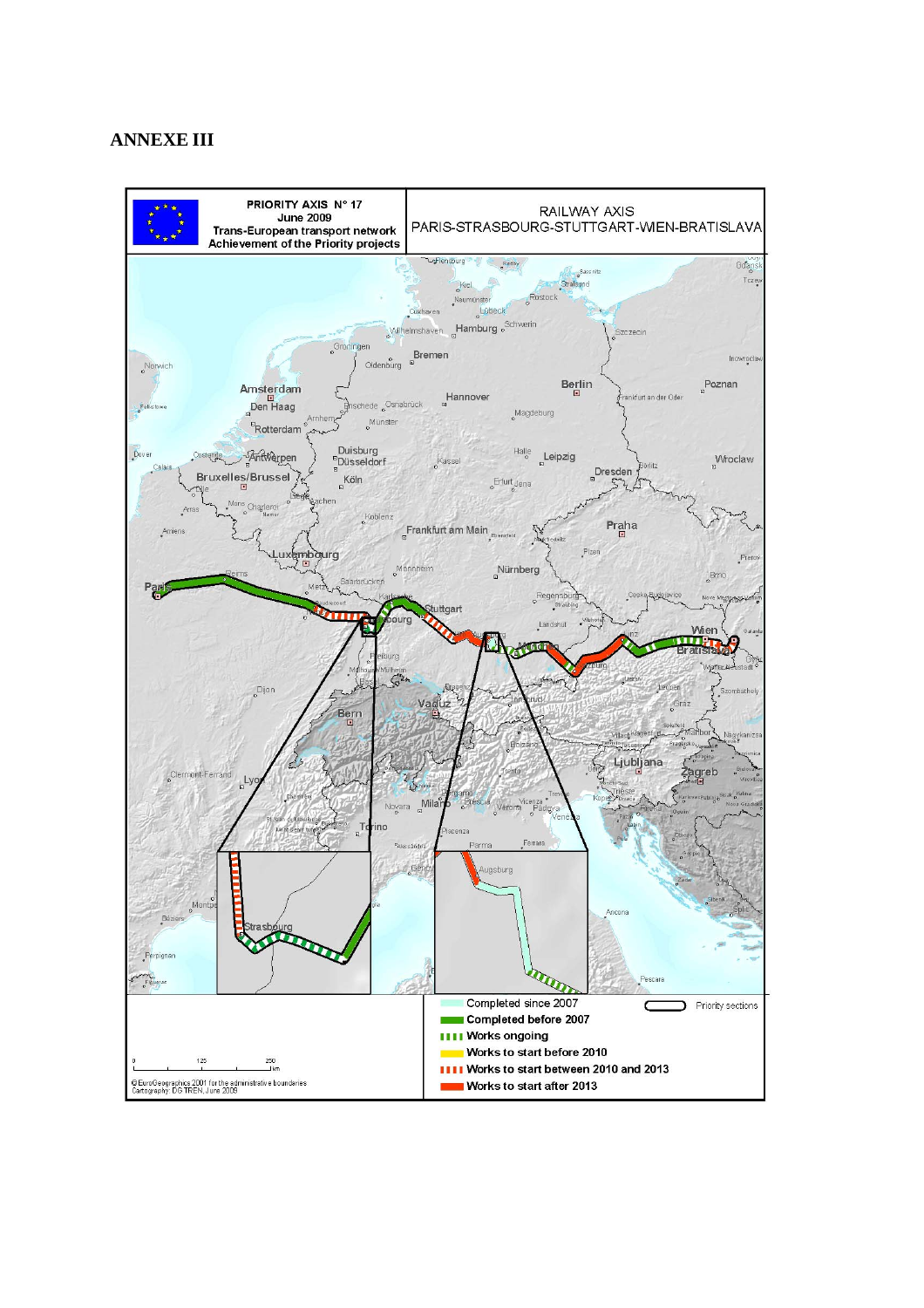# ANNEXE III

PRIORITY AXIS N° 17
June 2009
Trans-European transport network
Achievement of the Priority projects

RAILWAY AXIS
PARIS-STRASBOURG-STUTTGART-WIEN-BRATISLAVA

Completed since 2007
Completed before 2007
Works ongoing
Works to start before 2010
Works to start between 2010 and 2013
Works to start after 2013
Priority sections

0 125 250 km

© EuroGeographics 2001 for the administrative boundaries
Cartography: DG TREN, June 2009